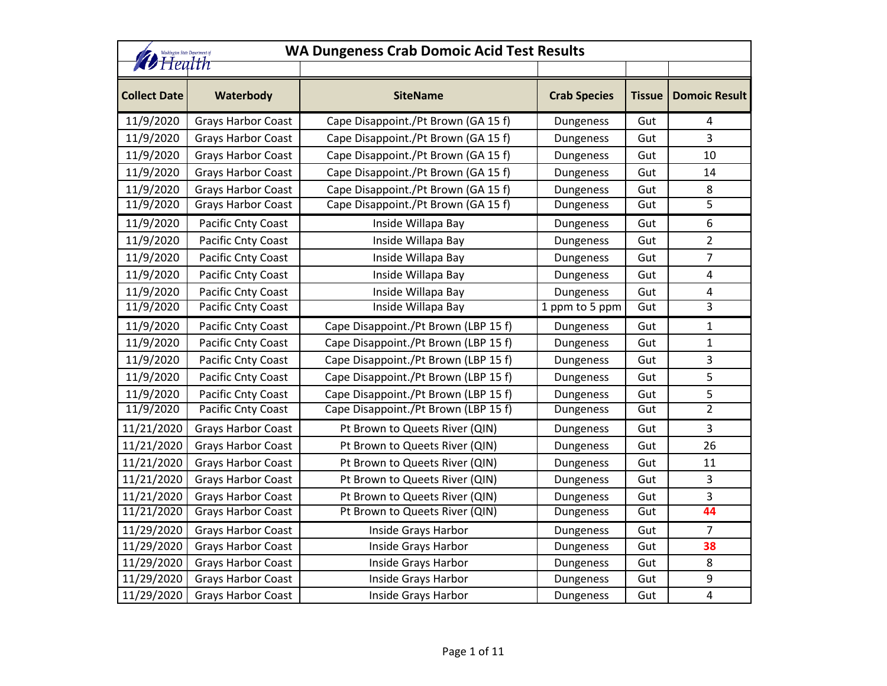# WA Dungeness Crab Domoic Acid Test Results

| Collect Date | Waterbody | SiteName | Crab Species | Tissue | Domoic Result |
|---|---|---|---|---|---|
| 11/9/2020 | Grays Harbor Coast | Cape Disappoint./Pt Brown (GA 15 f) | Dungeness | Gut | 4 |
| 11/9/2020 | Grays Harbor Coast | Cape Disappoint./Pt Brown (GA 15 f) | Dungeness | Gut | 3 |
| 11/9/2020 | Grays Harbor Coast | Cape Disappoint./Pt Brown (GA 15 f) | Dungeness | Gut | 10 |
| 11/9/2020 | Grays Harbor Coast | Cape Disappoint./Pt Brown (GA 15 f) | Dungeness | Gut | 14 |
| 11/9/2020 | Grays Harbor Coast | Cape Disappoint./Pt Brown (GA 15 f) | Dungeness | Gut | 8 |
| 11/9/2020 | Grays Harbor Coast | Cape Disappoint./Pt Brown (GA 15 f) | Dungeness | Gut | 5 |
| 11/9/2020 | Pacific Cnty Coast | Inside Willapa Bay | Dungeness | Gut | 6 |
| 11/9/2020 | Pacific Cnty Coast | Inside Willapa Bay | Dungeness | Gut | 2 |
| 11/9/2020 | Pacific Cnty Coast | Inside Willapa Bay | Dungeness | Gut | 7 |
| 11/9/2020 | Pacific Cnty Coast | Inside Willapa Bay | Dungeness | Gut | 4 |
| 11/9/2020 | Pacific Cnty Coast | Inside Willapa Bay | Dungeness | Gut | 4 |
| 11/9/2020 | Pacific Cnty Coast | Inside Willapa Bay | 1 ppm to 5 ppm | Gut | 3 |
| 11/9/2020 | Pacific Cnty Coast | Cape Disappoint./Pt Brown (LBP 15 f) | Dungeness | Gut | 1 |
| 11/9/2020 | Pacific Cnty Coast | Cape Disappoint./Pt Brown (LBP 15 f) | Dungeness | Gut | 1 |
| 11/9/2020 | Pacific Cnty Coast | Cape Disappoint./Pt Brown (LBP 15 f) | Dungeness | Gut | 3 |
| 11/9/2020 | Pacific Cnty Coast | Cape Disappoint./Pt Brown (LBP 15 f) | Dungeness | Gut | 5 |
| 11/9/2020 | Pacific Cnty Coast | Cape Disappoint./Pt Brown (LBP 15 f) | Dungeness | Gut | 5 |
| 11/9/2020 | Pacific Cnty Coast | Cape Disappoint./Pt Brown (LBP 15 f) | Dungeness | Gut | 2 |
| 11/21/2020 | Grays Harbor Coast | Pt Brown to Queets River (QIN) | Dungeness | Gut | 3 |
| 11/21/2020 | Grays Harbor Coast | Pt Brown to Queets River (QIN) | Dungeness | Gut | 26 |
| 11/21/2020 | Grays Harbor Coast | Pt Brown to Queets River (QIN) | Dungeness | Gut | 11 |
| 11/21/2020 | Grays Harbor Coast | Pt Brown to Queets River (QIN) | Dungeness | Gut | 3 |
| 11/21/2020 | Grays Harbor Coast | Pt Brown to Queets River (QIN) | Dungeness | Gut | 3 |
| 11/21/2020 | Grays Harbor Coast | Pt Brown to Queets River (QIN) | Dungeness | Gut | **44** |
| 11/29/2020 | Grays Harbor Coast | Inside Grays Harbor | Dungeness | Gut | 7 |
| 11/29/2020 | Grays Harbor Coast | Inside Grays Harbor | Dungeness | Gut | **38** |
| 11/29/2020 | Grays Harbor Coast | Inside Grays Harbor | Dungeness | Gut | 8 |
| 11/29/2020 | Grays Harbor Coast | Inside Grays Harbor | Dungeness | Gut | 9 |
| 11/29/2020 | Grays Harbor Coast | Inside Grays Harbor | Dungeness | Gut | 4 |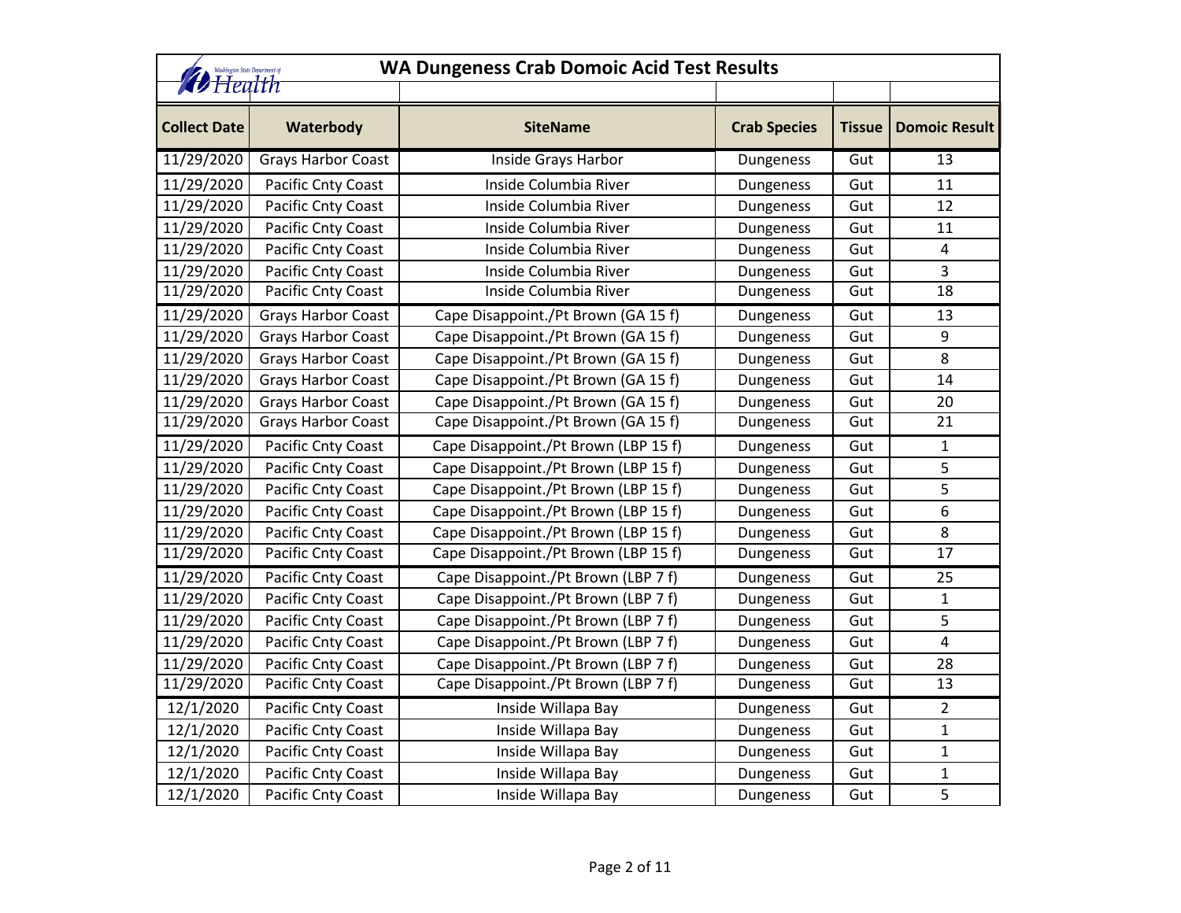# WA Dungeness Crab Domoic Acid Test Results

| Collect Date | Waterbody | SiteName | Crab Species | Tissue | Domoic Result |
|---|---|---|---|---|---|
| 11/29/2020 | Grays Harbor Coast | Inside Grays Harbor | Dungeness | Gut | 13 |
| 11/29/2020 | Pacific Cnty Coast | Inside Columbia River | Dungeness | Gut | 11 |
| 11/29/2020 | Pacific Cnty Coast | Inside Columbia River | Dungeness | Gut | 12 |
| 11/29/2020 | Pacific Cnty Coast | Inside Columbia River | Dungeness | Gut | 11 |
| 11/29/2020 | Pacific Cnty Coast | Inside Columbia River | Dungeness | Gut | 4 |
| 11/29/2020 | Pacific Cnty Coast | Inside Columbia River | Dungeness | Gut | 3 |
| 11/29/2020 | Pacific Cnty Coast | Inside Columbia River | Dungeness | Gut | 18 |
| 11/29/2020 | Grays Harbor Coast | Cape Disappoint./Pt Brown (GA 15 f) | Dungeness | Gut | 13 |
| 11/29/2020 | Grays Harbor Coast | Cape Disappoint./Pt Brown (GA 15 f) | Dungeness | Gut | 9 |
| 11/29/2020 | Grays Harbor Coast | Cape Disappoint./Pt Brown (GA 15 f) | Dungeness | Gut | 8 |
| 11/29/2020 | Grays Harbor Coast | Cape Disappoint./Pt Brown (GA 15 f) | Dungeness | Gut | 14 |
| 11/29/2020 | Grays Harbor Coast | Cape Disappoint./Pt Brown (GA 15 f) | Dungeness | Gut | 20 |
| 11/29/2020 | Grays Harbor Coast | Cape Disappoint./Pt Brown (GA 15 f) | Dungeness | Gut | 21 |
| 11/29/2020 | Pacific Cnty Coast | Cape Disappoint./Pt Brown (LBP 15 f) | Dungeness | Gut | 1 |
| 11/29/2020 | Pacific Cnty Coast | Cape Disappoint./Pt Brown (LBP 15 f) | Dungeness | Gut | 5 |
| 11/29/2020 | Pacific Cnty Coast | Cape Disappoint./Pt Brown (LBP 15 f) | Dungeness | Gut | 5 |
| 11/29/2020 | Pacific Cnty Coast | Cape Disappoint./Pt Brown (LBP 15 f) | Dungeness | Gut | 6 |
| 11/29/2020 | Pacific Cnty Coast | Cape Disappoint./Pt Brown (LBP 15 f) | Dungeness | Gut | 8 |
| 11/29/2020 | Pacific Cnty Coast | Cape Disappoint./Pt Brown (LBP 15 f) | Dungeness | Gut | 17 |
| 11/29/2020 | Pacific Cnty Coast | Cape Disappoint./Pt Brown (LBP 7 f) | Dungeness | Gut | 25 |
| 11/29/2020 | Pacific Cnty Coast | Cape Disappoint./Pt Brown (LBP 7 f) | Dungeness | Gut | 1 |
| 11/29/2020 | Pacific Cnty Coast | Cape Disappoint./Pt Brown (LBP 7 f) | Dungeness | Gut | 5 |
| 11/29/2020 | Pacific Cnty Coast | Cape Disappoint./Pt Brown (LBP 7 f) | Dungeness | Gut | 4 |
| 11/29/2020 | Pacific Cnty Coast | Cape Disappoint./Pt Brown (LBP 7 f) | Dungeness | Gut | 28 |
| 11/29/2020 | Pacific Cnty Coast | Cape Disappoint./Pt Brown (LBP 7 f) | Dungeness | Gut | 13 |
| 12/1/2020 | Pacific Cnty Coast | Inside Willapa Bay | Dungeness | Gut | 2 |
| 12/1/2020 | Pacific Cnty Coast | Inside Willapa Bay | Dungeness | Gut | 1 |
| 12/1/2020 | Pacific Cnty Coast | Inside Willapa Bay | Dungeness | Gut | 1 |
| 12/1/2020 | Pacific Cnty Coast | Inside Willapa Bay | Dungeness | Gut | 1 |
| 12/1/2020 | Pacific Cnty Coast | Inside Willapa Bay | Dungeness | Gut | 5 |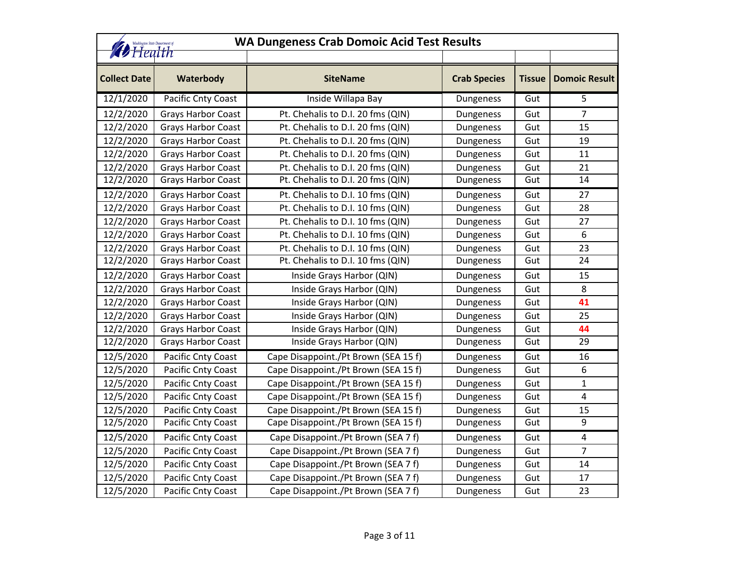# WA Dungeness Crab Domoic Acid Test Results

| Collect Date | Waterbody | SiteName | Crab Species | Tissue | Domoic Result |
|---|---|---|---|---|---|
| 12/1/2020 | Pacific Cnty Coast | Inside Willapa Bay | Dungeness | Gut | 5 |
| 12/2/2020 | Grays Harbor Coast | Pt. Chehalis to D.I. 20 fms (QIN) | Dungeness | Gut | 7 |
| 12/2/2020 | Grays Harbor Coast | Pt. Chehalis to D.I. 20 fms (QIN) | Dungeness | Gut | 15 |
| 12/2/2020 | Grays Harbor Coast | Pt. Chehalis to D.I. 20 fms (QIN) | Dungeness | Gut | 19 |
| 12/2/2020 | Grays Harbor Coast | Pt. Chehalis to D.I. 20 fms (QIN) | Dungeness | Gut | 11 |
| 12/2/2020 | Grays Harbor Coast | Pt. Chehalis to D.I. 20 fms (QIN) | Dungeness | Gut | 21 |
| 12/2/2020 | Grays Harbor Coast | Pt. Chehalis to D.I. 20 fms (QIN) | Dungeness | Gut | 14 |
| 12/2/2020 | Grays Harbor Coast | Pt. Chehalis to D.I. 10 fms (QIN) | Dungeness | Gut | 27 |
| 12/2/2020 | Grays Harbor Coast | Pt. Chehalis to D.I. 10 fms (QIN) | Dungeness | Gut | 28 |
| 12/2/2020 | Grays Harbor Coast | Pt. Chehalis to D.I. 10 fms (QIN) | Dungeness | Gut | 27 |
| 12/2/2020 | Grays Harbor Coast | Pt. Chehalis to D.I. 10 fms (QIN) | Dungeness | Gut | 6 |
| 12/2/2020 | Grays Harbor Coast | Pt. Chehalis to D.I. 10 fms (QIN) | Dungeness | Gut | 23 |
| 12/2/2020 | Grays Harbor Coast | Pt. Chehalis to D.I. 10 fms (QIN) | Dungeness | Gut | 24 |
| 12/2/2020 | Grays Harbor Coast | Inside Grays Harbor (QIN) | Dungeness | Gut | 15 |
| 12/2/2020 | Grays Harbor Coast | Inside Grays Harbor (QIN) | Dungeness | Gut | 8 |
| 12/2/2020 | Grays Harbor Coast | Inside Grays Harbor (QIN) | Dungeness | Gut | **41** |
| 12/2/2020 | Grays Harbor Coast | Inside Grays Harbor (QIN) | Dungeness | Gut | 25 |
| 12/2/2020 | Grays Harbor Coast | Inside Grays Harbor (QIN) | Dungeness | Gut | **44** |
| 12/2/2020 | Grays Harbor Coast | Inside Grays Harbor (QIN) | Dungeness | Gut | 29 |
| 12/5/2020 | Pacific Cnty Coast | Cape Disappoint./Pt Brown (SEA 15 f) | Dungeness | Gut | 16 |
| 12/5/2020 | Pacific Cnty Coast | Cape Disappoint./Pt Brown (SEA 15 f) | Dungeness | Gut | 6 |
| 12/5/2020 | Pacific Cnty Coast | Cape Disappoint./Pt Brown (SEA 15 f) | Dungeness | Gut | 1 |
| 12/5/2020 | Pacific Cnty Coast | Cape Disappoint./Pt Brown (SEA 15 f) | Dungeness | Gut | 4 |
| 12/5/2020 | Pacific Cnty Coast | Cape Disappoint./Pt Brown (SEA 15 f) | Dungeness | Gut | 15 |
| 12/5/2020 | Pacific Cnty Coast | Cape Disappoint./Pt Brown (SEA 15 f) | Dungeness | Gut | 9 |
| 12/5/2020 | Pacific Cnty Coast | Cape Disappoint./Pt Brown (SEA 7 f) | Dungeness | Gut | 4 |
| 12/5/2020 | Pacific Cnty Coast | Cape Disappoint./Pt Brown (SEA 7 f) | Dungeness | Gut | 7 |
| 12/5/2020 | Pacific Cnty Coast | Cape Disappoint./Pt Brown (SEA 7 f) | Dungeness | Gut | 14 |
| 12/5/2020 | Pacific Cnty Coast | Cape Disappoint./Pt Brown (SEA 7 f) | Dungeness | Gut | 17 |
| 12/5/2020 | Pacific Cnty Coast | Cape Disappoint./Pt Brown (SEA 7 f) | Dungeness | Gut | 23 |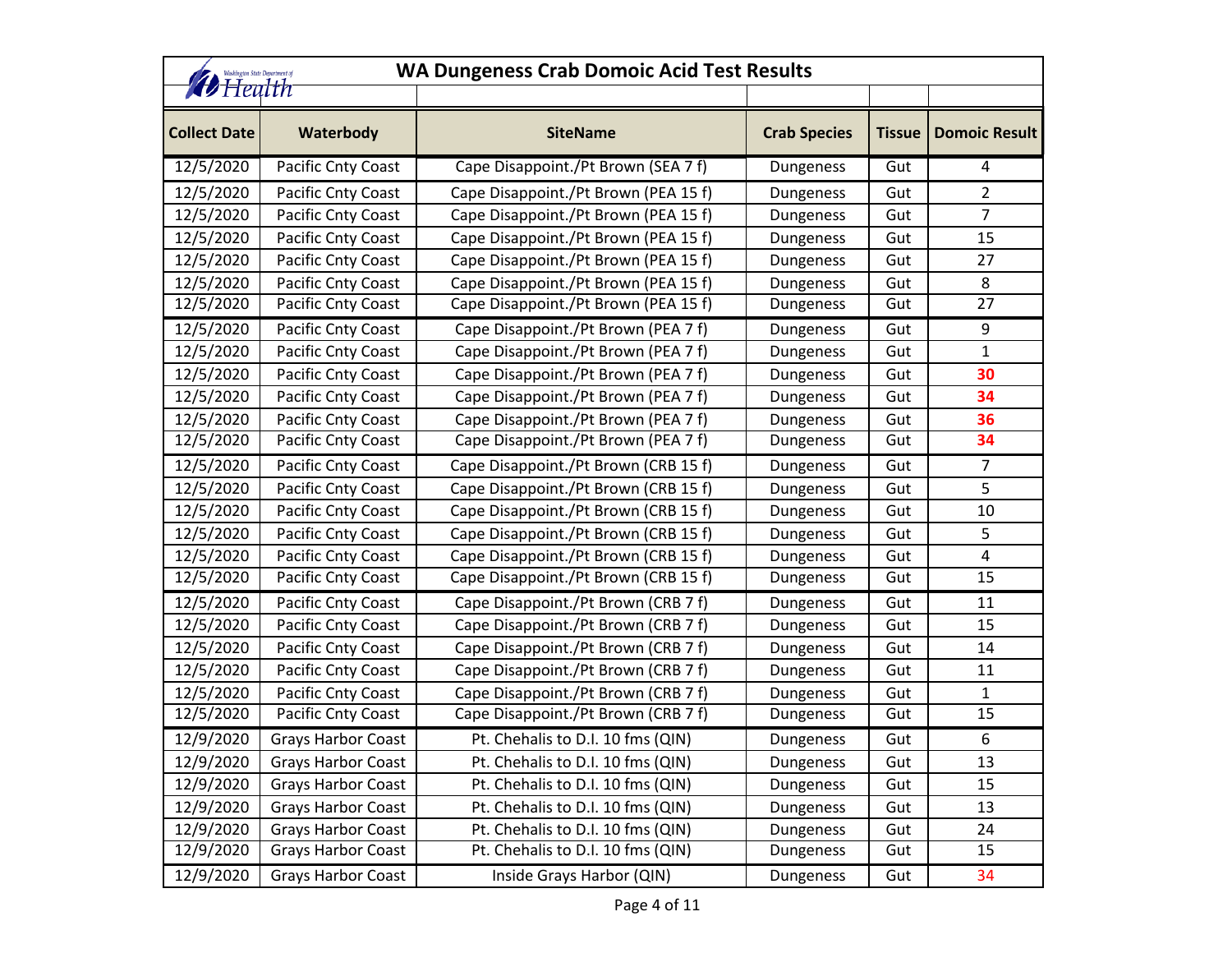# WA Dungeness Crab Domoic Acid Test Results

| Collect Date | Waterbody | SiteName | Crab Species | Tissue | Domoic Result |
|---|---|---|---|---|---|
| 12/5/2020 | Pacific Cnty Coast | Cape Disappoint./Pt Brown (SEA 7 f) | Dungeness | Gut | 4 |
| 12/5/2020 | Pacific Cnty Coast | Cape Disappoint./Pt Brown (PEA 15 f) | Dungeness | Gut | 2 |
| 12/5/2020 | Pacific Cnty Coast | Cape Disappoint./Pt Brown (PEA 15 f) | Dungeness | Gut | 7 |
| 12/5/2020 | Pacific Cnty Coast | Cape Disappoint./Pt Brown (PEA 15 f) | Dungeness | Gut | 15 |
| 12/5/2020 | Pacific Cnty Coast | Cape Disappoint./Pt Brown (PEA 15 f) | Dungeness | Gut | 27 |
| 12/5/2020 | Pacific Cnty Coast | Cape Disappoint./Pt Brown (PEA 15 f) | Dungeness | Gut | 8 |
| 12/5/2020 | Pacific Cnty Coast | Cape Disappoint./Pt Brown (PEA 15 f) | Dungeness | Gut | 27 |
| 12/5/2020 | Pacific Cnty Coast | Cape Disappoint./Pt Brown (PEA 7 f) | Dungeness | Gut | 9 |
| 12/5/2020 | Pacific Cnty Coast | Cape Disappoint./Pt Brown (PEA 7 f) | Dungeness | Gut | 1 |
| 12/5/2020 | Pacific Cnty Coast | Cape Disappoint./Pt Brown (PEA 7 f) | Dungeness | Gut | **30** |
| 12/5/2020 | Pacific Cnty Coast | Cape Disappoint./Pt Brown (PEA 7 f) | Dungeness | Gut | **34** |
| 12/5/2020 | Pacific Cnty Coast | Cape Disappoint./Pt Brown (PEA 7 f) | Dungeness | Gut | **36** |
| 12/5/2020 | Pacific Cnty Coast | Cape Disappoint./Pt Brown (PEA 7 f) | Dungeness | Gut | **34** |
| 12/5/2020 | Pacific Cnty Coast | Cape Disappoint./Pt Brown (CRB 15 f) | Dungeness | Gut | 7 |
| 12/5/2020 | Pacific Cnty Coast | Cape Disappoint./Pt Brown (CRB 15 f) | Dungeness | Gut | 5 |
| 12/5/2020 | Pacific Cnty Coast | Cape Disappoint./Pt Brown (CRB 15 f) | Dungeness | Gut | 10 |
| 12/5/2020 | Pacific Cnty Coast | Cape Disappoint./Pt Brown (CRB 15 f) | Dungeness | Gut | 5 |
| 12/5/2020 | Pacific Cnty Coast | Cape Disappoint./Pt Brown (CRB 15 f) | Dungeness | Gut | 4 |
| 12/5/2020 | Pacific Cnty Coast | Cape Disappoint./Pt Brown (CRB 15 f) | Dungeness | Gut | 15 |
| 12/5/2020 | Pacific Cnty Coast | Cape Disappoint./Pt Brown (CRB 7 f) | Dungeness | Gut | 11 |
| 12/5/2020 | Pacific Cnty Coast | Cape Disappoint./Pt Brown (CRB 7 f) | Dungeness | Gut | 15 |
| 12/5/2020 | Pacific Cnty Coast | Cape Disappoint./Pt Brown (CRB 7 f) | Dungeness | Gut | 14 |
| 12/5/2020 | Pacific Cnty Coast | Cape Disappoint./Pt Brown (CRB 7 f) | Dungeness | Gut | 11 |
| 12/5/2020 | Pacific Cnty Coast | Cape Disappoint./Pt Brown (CRB 7 f) | Dungeness | Gut | 1 |
| 12/5/2020 | Pacific Cnty Coast | Cape Disappoint./Pt Brown (CRB 7 f) | Dungeness | Gut | 15 |
| 12/9/2020 | Grays Harbor Coast | Pt. Chehalis to D.I. 10 fms (QIN) | Dungeness | Gut | 6 |
| 12/9/2020 | Grays Harbor Coast | Pt. Chehalis to D.I. 10 fms (QIN) | Dungeness | Gut | 13 |
| 12/9/2020 | Grays Harbor Coast | Pt. Chehalis to D.I. 10 fms (QIN) | Dungeness | Gut | 15 |
| 12/9/2020 | Grays Harbor Coast | Pt. Chehalis to D.I. 10 fms (QIN) | Dungeness | Gut | 13 |
| 12/9/2020 | Grays Harbor Coast | Pt. Chehalis to D.I. 10 fms (QIN) | Dungeness | Gut | 24 |
| 12/9/2020 | Grays Harbor Coast | Pt. Chehalis to D.I. 10 fms (QIN) | Dungeness | Gut | 15 |
| 12/9/2020 | Grays Harbor Coast | Inside Grays Harbor (QIN) | Dungeness | Gut | 34 |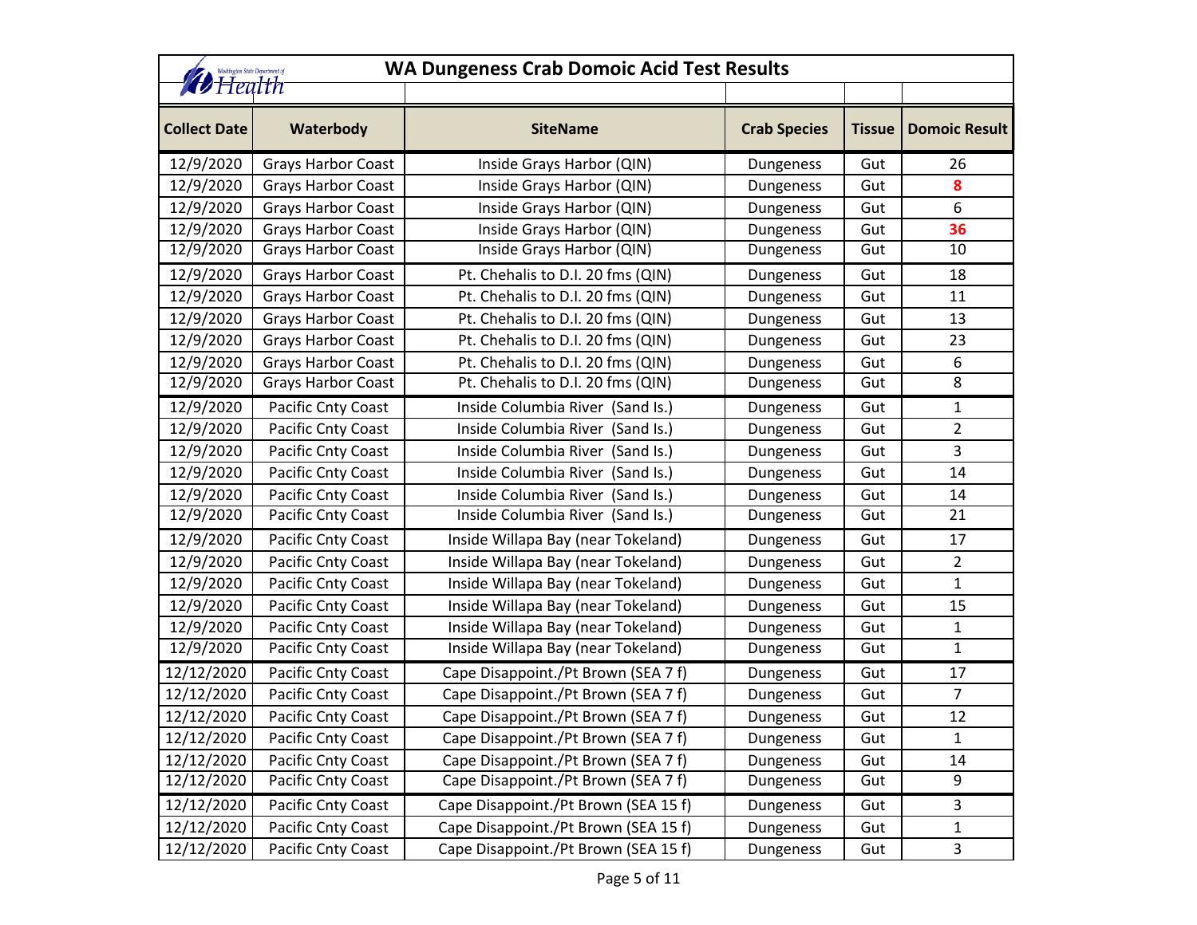# WA Dungeness Crab Domoic Acid Test Results

| Collect Date | Waterbody | SiteName | Crab Species | Tissue | Domoic Result |
|---|---|---|---|---|---|
| 12/9/2020 | Grays Harbor Coast | Inside Grays Harbor (QIN) | Dungeness | Gut | 26 |
| 12/9/2020 | Grays Harbor Coast | Inside Grays Harbor (QIN) | Dungeness | Gut | **8** |
| 12/9/2020 | Grays Harbor Coast | Inside Grays Harbor (QIN) | Dungeness | Gut | 6 |
| 12/9/2020 | Grays Harbor Coast | Inside Grays Harbor (QIN) | Dungeness | Gut | **36** |
| 12/9/2020 | Grays Harbor Coast | Inside Grays Harbor (QIN) | Dungeness | Gut | 10 |
| 12/9/2020 | Grays Harbor Coast | Pt. Chehalis to D.I. 20 fms (QIN) | Dungeness | Gut | 18 |
| 12/9/2020 | Grays Harbor Coast | Pt. Chehalis to D.I. 20 fms (QIN) | Dungeness | Gut | 11 |
| 12/9/2020 | Grays Harbor Coast | Pt. Chehalis to D.I. 20 fms (QIN) | Dungeness | Gut | 13 |
| 12/9/2020 | Grays Harbor Coast | Pt. Chehalis to D.I. 20 fms (QIN) | Dungeness | Gut | 23 |
| 12/9/2020 | Grays Harbor Coast | Pt. Chehalis to D.I. 20 fms (QIN) | Dungeness | Gut | 6 |
| 12/9/2020 | Grays Harbor Coast | Pt. Chehalis to D.I. 20 fms (QIN) | Dungeness | Gut | 8 |
| 12/9/2020 | Pacific Cnty Coast | Inside Columbia River (Sand Is.) | Dungeness | Gut | 1 |
| 12/9/2020 | Pacific Cnty Coast | Inside Columbia River (Sand Is.) | Dungeness | Gut | 2 |
| 12/9/2020 | Pacific Cnty Coast | Inside Columbia River (Sand Is.) | Dungeness | Gut | 3 |
| 12/9/2020 | Pacific Cnty Coast | Inside Columbia River (Sand Is.) | Dungeness | Gut | 14 |
| 12/9/2020 | Pacific Cnty Coast | Inside Columbia River (Sand Is.) | Dungeness | Gut | 14 |
| 12/9/2020 | Pacific Cnty Coast | Inside Columbia River (Sand Is.) | Dungeness | Gut | 21 |
| 12/9/2020 | Pacific Cnty Coast | Inside Willapa Bay (near Tokeland) | Dungeness | Gut | 17 |
| 12/9/2020 | Pacific Cnty Coast | Inside Willapa Bay (near Tokeland) | Dungeness | Gut | 2 |
| 12/9/2020 | Pacific Cnty Coast | Inside Willapa Bay (near Tokeland) | Dungeness | Gut | 1 |
| 12/9/2020 | Pacific Cnty Coast | Inside Willapa Bay (near Tokeland) | Dungeness | Gut | 15 |
| 12/9/2020 | Pacific Cnty Coast | Inside Willapa Bay (near Tokeland) | Dungeness | Gut | 1 |
| 12/9/2020 | Pacific Cnty Coast | Inside Willapa Bay (near Tokeland) | Dungeness | Gut | 1 |
| 12/12/2020 | Pacific Cnty Coast | Cape Disappoint./Pt Brown (SEA 7 f) | Dungeness | Gut | 17 |
| 12/12/2020 | Pacific Cnty Coast | Cape Disappoint./Pt Brown (SEA 7 f) | Dungeness | Gut | 7 |
| 12/12/2020 | Pacific Cnty Coast | Cape Disappoint./Pt Brown (SEA 7 f) | Dungeness | Gut | 12 |
| 12/12/2020 | Pacific Cnty Coast | Cape Disappoint./Pt Brown (SEA 7 f) | Dungeness | Gut | 1 |
| 12/12/2020 | Pacific Cnty Coast | Cape Disappoint./Pt Brown (SEA 7 f) | Dungeness | Gut | 14 |
| 12/12/2020 | Pacific Cnty Coast | Cape Disappoint./Pt Brown (SEA 7 f) | Dungeness | Gut | 9 |
| 12/12/2020 | Pacific Cnty Coast | Cape Disappoint./Pt Brown (SEA 15 f) | Dungeness | Gut | 3 |
| 12/12/2020 | Pacific Cnty Coast | Cape Disappoint./Pt Brown (SEA 15 f) | Dungeness | Gut | 1 |
| 12/12/2020 | Pacific Cnty Coast | Cape Disappoint./Pt Brown (SEA 15 f) | Dungeness | Gut | 3 |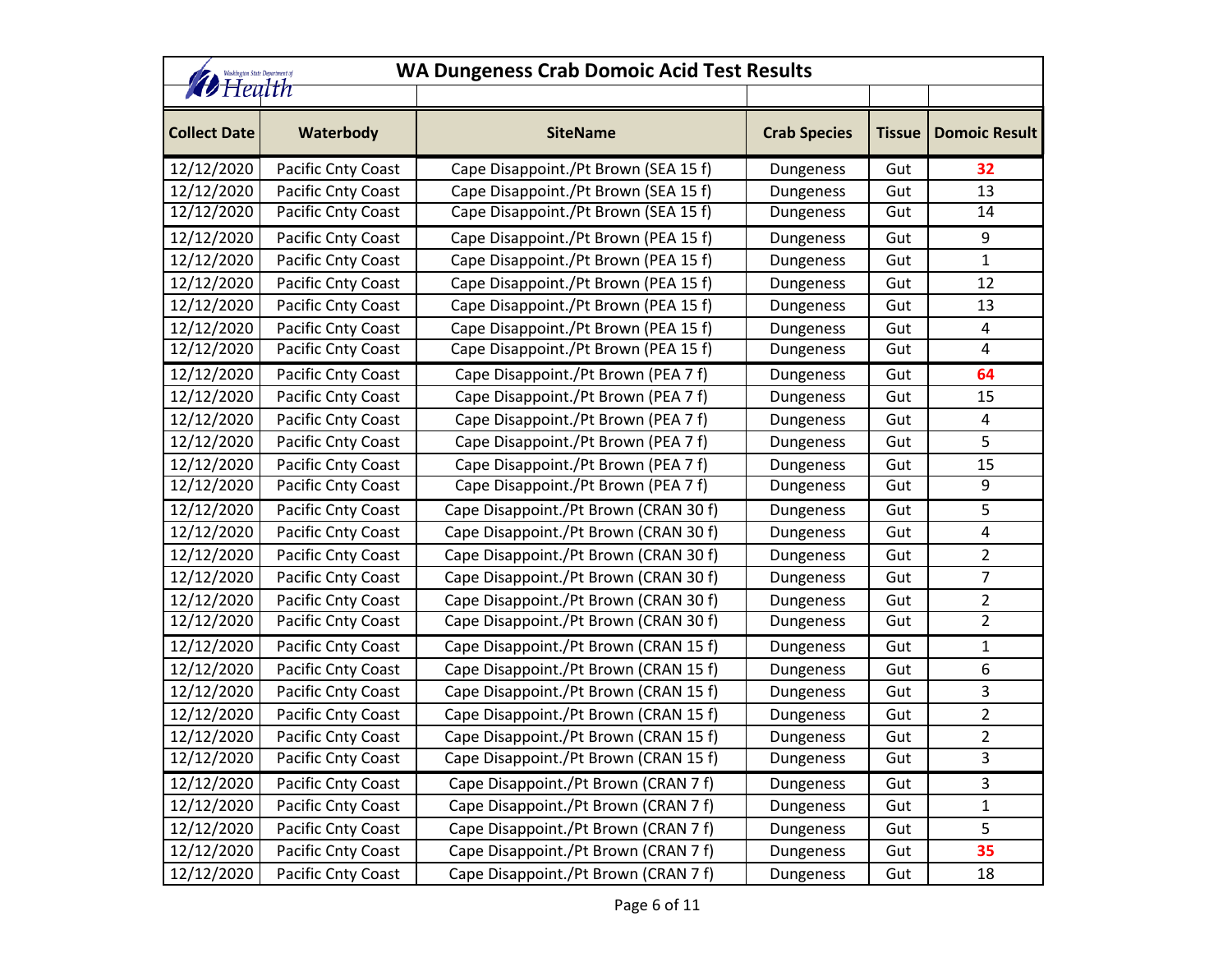# WA Dungeness Crab Domoic Acid Test Results

| Collect Date | Waterbody | SiteName | Crab Species | Tissue | Domoic Result |
|---|---|---|---|---|---|
| 12/12/2020 | Pacific Cnty Coast | Cape Disappoint./Pt Brown (SEA 15 f) | Dungeness | Gut | **32** |
| 12/12/2020 | Pacific Cnty Coast | Cape Disappoint./Pt Brown (SEA 15 f) | Dungeness | Gut | 13 |
| 12/12/2020 | Pacific Cnty Coast | Cape Disappoint./Pt Brown (SEA 15 f) | Dungeness | Gut | 14 |
| 12/12/2020 | Pacific Cnty Coast | Cape Disappoint./Pt Brown (PEA 15 f) | Dungeness | Gut | 9 |
| 12/12/2020 | Pacific Cnty Coast | Cape Disappoint./Pt Brown (PEA 15 f) | Dungeness | Gut | 1 |
| 12/12/2020 | Pacific Cnty Coast | Cape Disappoint./Pt Brown (PEA 15 f) | Dungeness | Gut | 12 |
| 12/12/2020 | Pacific Cnty Coast | Cape Disappoint./Pt Brown (PEA 15 f) | Dungeness | Gut | 13 |
| 12/12/2020 | Pacific Cnty Coast | Cape Disappoint./Pt Brown (PEA 15 f) | Dungeness | Gut | 4 |
| 12/12/2020 | Pacific Cnty Coast | Cape Disappoint./Pt Brown (PEA 15 f) | Dungeness | Gut | 4 |
| 12/12/2020 | Pacific Cnty Coast | Cape Disappoint./Pt Brown (PEA 7 f) | Dungeness | Gut | **64** |
| 12/12/2020 | Pacific Cnty Coast | Cape Disappoint./Pt Brown (PEA 7 f) | Dungeness | Gut | 15 |
| 12/12/2020 | Pacific Cnty Coast | Cape Disappoint./Pt Brown (PEA 7 f) | Dungeness | Gut | 4 |
| 12/12/2020 | Pacific Cnty Coast | Cape Disappoint./Pt Brown (PEA 7 f) | Dungeness | Gut | 5 |
| 12/12/2020 | Pacific Cnty Coast | Cape Disappoint./Pt Brown (PEA 7 f) | Dungeness | Gut | 15 |
| 12/12/2020 | Pacific Cnty Coast | Cape Disappoint./Pt Brown (PEA 7 f) | Dungeness | Gut | 9 |
| 12/12/2020 | Pacific Cnty Coast | Cape Disappoint./Pt Brown (CRAN 30 f) | Dungeness | Gut | 5 |
| 12/12/2020 | Pacific Cnty Coast | Cape Disappoint./Pt Brown (CRAN 30 f) | Dungeness | Gut | 4 |
| 12/12/2020 | Pacific Cnty Coast | Cape Disappoint./Pt Brown (CRAN 30 f) | Dungeness | Gut | 2 |
| 12/12/2020 | Pacific Cnty Coast | Cape Disappoint./Pt Brown (CRAN 30 f) | Dungeness | Gut | 7 |
| 12/12/2020 | Pacific Cnty Coast | Cape Disappoint./Pt Brown (CRAN 30 f) | Dungeness | Gut | 2 |
| 12/12/2020 | Pacific Cnty Coast | Cape Disappoint./Pt Brown (CRAN 30 f) | Dungeness | Gut | 2 |
| 12/12/2020 | Pacific Cnty Coast | Cape Disappoint./Pt Brown (CRAN 15 f) | Dungeness | Gut | 1 |
| 12/12/2020 | Pacific Cnty Coast | Cape Disappoint./Pt Brown (CRAN 15 f) | Dungeness | Gut | 6 |
| 12/12/2020 | Pacific Cnty Coast | Cape Disappoint./Pt Brown (CRAN 15 f) | Dungeness | Gut | 3 |
| 12/12/2020 | Pacific Cnty Coast | Cape Disappoint./Pt Brown (CRAN 15 f) | Dungeness | Gut | 2 |
| 12/12/2020 | Pacific Cnty Coast | Cape Disappoint./Pt Brown (CRAN 15 f) | Dungeness | Gut | 2 |
| 12/12/2020 | Pacific Cnty Coast | Cape Disappoint./Pt Brown (CRAN 15 f) | Dungeness | Gut | 3 |
| 12/12/2020 | Pacific Cnty Coast | Cape Disappoint./Pt Brown (CRAN 7 f) | Dungeness | Gut | 3 |
| 12/12/2020 | Pacific Cnty Coast | Cape Disappoint./Pt Brown (CRAN 7 f) | Dungeness | Gut | 1 |
| 12/12/2020 | Pacific Cnty Coast | Cape Disappoint./Pt Brown (CRAN 7 f) | Dungeness | Gut | 5 |
| 12/12/2020 | Pacific Cnty Coast | Cape Disappoint./Pt Brown (CRAN 7 f) | Dungeness | Gut | **35** |
| 12/12/2020 | Pacific Cnty Coast | Cape Disappoint./Pt Brown (CRAN 7 f) | Dungeness | Gut | 18 |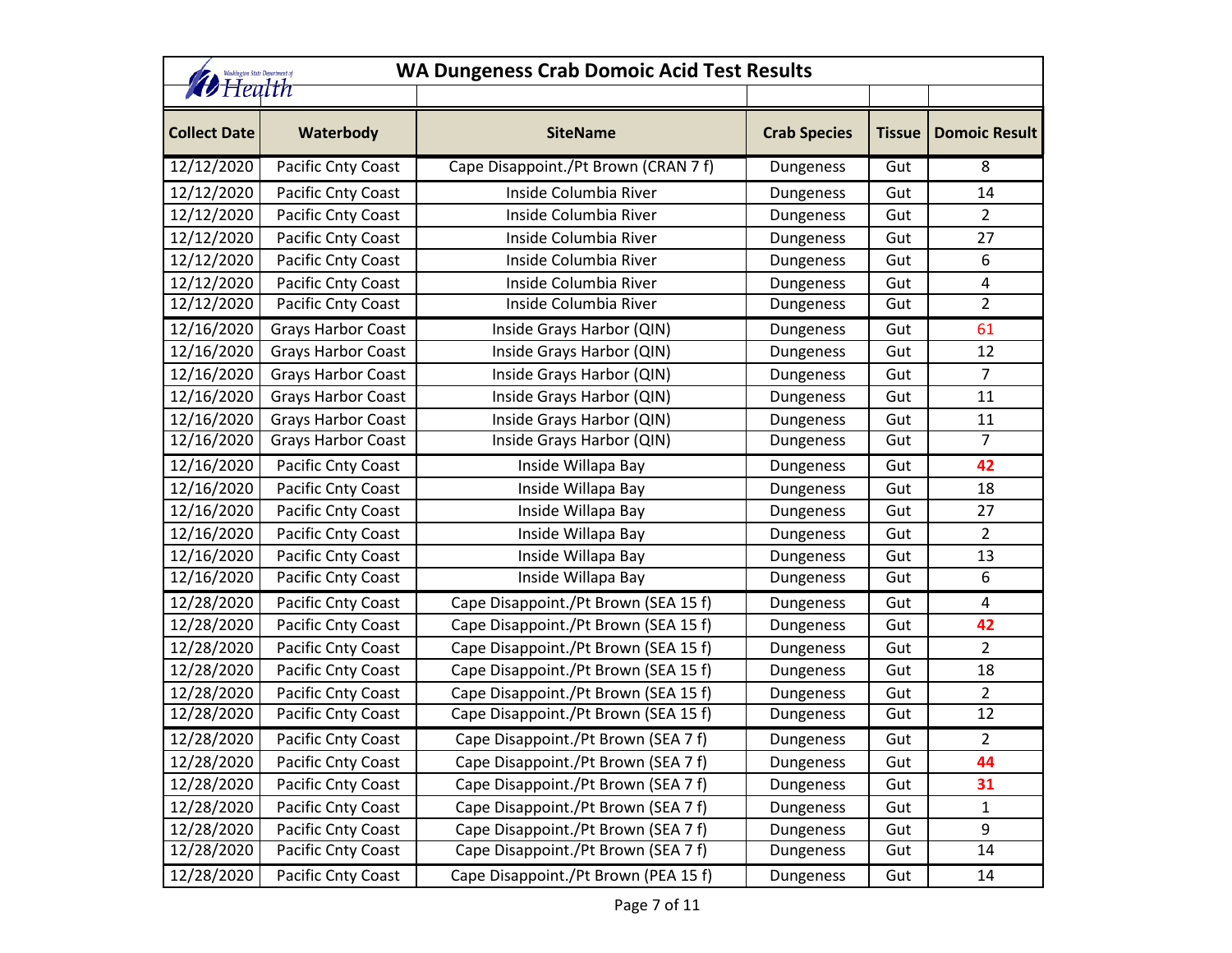# WA Dungeness Crab Domoic Acid Test Results

| Collect Date | Waterbody | SiteName | Crab Species | Tissue | Domoic Result |
|---|---|---|---|---|---|
| 12/12/2020 | Pacific Cnty Coast | Cape Disappoint./Pt Brown (CRAN 7 f) | Dungeness | Gut | 8 |
| 12/12/2020 | Pacific Cnty Coast | Inside Columbia River | Dungeness | Gut | 14 |
| 12/12/2020 | Pacific Cnty Coast | Inside Columbia River | Dungeness | Gut | 2 |
| 12/12/2020 | Pacific Cnty Coast | Inside Columbia River | Dungeness | Gut | 27 |
| 12/12/2020 | Pacific Cnty Coast | Inside Columbia River | Dungeness | Gut | 6 |
| 12/12/2020 | Pacific Cnty Coast | Inside Columbia River | Dungeness | Gut | 4 |
| 12/12/2020 | Pacific Cnty Coast | Inside Columbia River | Dungeness | Gut | 2 |
| 12/16/2020 | Grays Harbor Coast | Inside Grays Harbor (QIN) | Dungeness | Gut | 61 |
| 12/16/2020 | Grays Harbor Coast | Inside Grays Harbor (QIN) | Dungeness | Gut | 12 |
| 12/16/2020 | Grays Harbor Coast | Inside Grays Harbor (QIN) | Dungeness | Gut | 7 |
| 12/16/2020 | Grays Harbor Coast | Inside Grays Harbor (QIN) | Dungeness | Gut | 11 |
| 12/16/2020 | Grays Harbor Coast | Inside Grays Harbor (QIN) | Dungeness | Gut | 11 |
| 12/16/2020 | Grays Harbor Coast | Inside Grays Harbor (QIN) | Dungeness | Gut | 7 |
| 12/16/2020 | Pacific Cnty Coast | Inside Willapa Bay | Dungeness | Gut | **42** |
| 12/16/2020 | Pacific Cnty Coast | Inside Willapa Bay | Dungeness | Gut | 18 |
| 12/16/2020 | Pacific Cnty Coast | Inside Willapa Bay | Dungeness | Gut | 27 |
| 12/16/2020 | Pacific Cnty Coast | Inside Willapa Bay | Dungeness | Gut | 2 |
| 12/16/2020 | Pacific Cnty Coast | Inside Willapa Bay | Dungeness | Gut | 13 |
| 12/16/2020 | Pacific Cnty Coast | Inside Willapa Bay | Dungeness | Gut | 6 |
| 12/28/2020 | Pacific Cnty Coast | Cape Disappoint./Pt Brown (SEA 15 f) | Dungeness | Gut | 4 |
| 12/28/2020 | Pacific Cnty Coast | Cape Disappoint./Pt Brown (SEA 15 f) | Dungeness | Gut | **42** |
| 12/28/2020 | Pacific Cnty Coast | Cape Disappoint./Pt Brown (SEA 15 f) | Dungeness | Gut | 2 |
| 12/28/2020 | Pacific Cnty Coast | Cape Disappoint./Pt Brown (SEA 15 f) | Dungeness | Gut | 18 |
| 12/28/2020 | Pacific Cnty Coast | Cape Disappoint./Pt Brown (SEA 15 f) | Dungeness | Gut | 2 |
| 12/28/2020 | Pacific Cnty Coast | Cape Disappoint./Pt Brown (SEA 15 f) | Dungeness | Gut | 12 |
| 12/28/2020 | Pacific Cnty Coast | Cape Disappoint./Pt Brown (SEA 7 f) | Dungeness | Gut | 2 |
| 12/28/2020 | Pacific Cnty Coast | Cape Disappoint./Pt Brown (SEA 7 f) | Dungeness | Gut | **44** |
| 12/28/2020 | Pacific Cnty Coast | Cape Disappoint./Pt Brown (SEA 7 f) | Dungeness | Gut | **31** |
| 12/28/2020 | Pacific Cnty Coast | Cape Disappoint./Pt Brown (SEA 7 f) | Dungeness | Gut | 1 |
| 12/28/2020 | Pacific Cnty Coast | Cape Disappoint./Pt Brown (SEA 7 f) | Dungeness | Gut | 9 |
| 12/28/2020 | Pacific Cnty Coast | Cape Disappoint./Pt Brown (SEA 7 f) | Dungeness | Gut | 14 |
| 12/28/2020 | Pacific Cnty Coast | Cape Disappoint./Pt Brown (PEA 15 f) | Dungeness | Gut | 14 |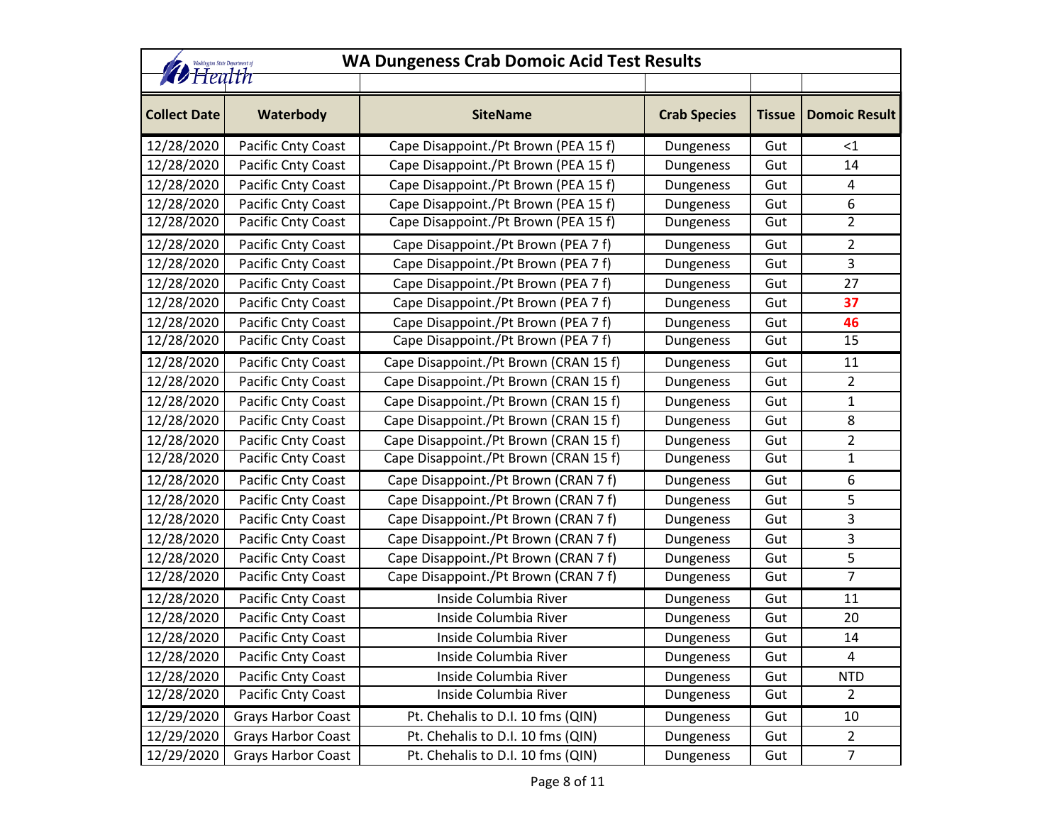# WA Dungeness Crab Domoic Acid Test Results

| Collect Date | Waterbody | SiteName | Crab Species | Tissue | Domoic Result |
|---|---|---|---|---|---|
| 12/28/2020 | Pacific Cnty Coast | Cape Disappoint./Pt Brown (PEA 15 f) | Dungeness | Gut | <1 |
| 12/28/2020 | Pacific Cnty Coast | Cape Disappoint./Pt Brown (PEA 15 f) | Dungeness | Gut | 14 |
| 12/28/2020 | Pacific Cnty Coast | Cape Disappoint./Pt Brown (PEA 15 f) | Dungeness | Gut | 4 |
| 12/28/2020 | Pacific Cnty Coast | Cape Disappoint./Pt Brown (PEA 15 f) | Dungeness | Gut | 6 |
| 12/28/2020 | Pacific Cnty Coast | Cape Disappoint./Pt Brown (PEA 15 f) | Dungeness | Gut | 2 |
| 12/28/2020 | Pacific Cnty Coast | Cape Disappoint./Pt Brown (PEA 7 f) | Dungeness | Gut | 2 |
| 12/28/2020 | Pacific Cnty Coast | Cape Disappoint./Pt Brown (PEA 7 f) | Dungeness | Gut | 3 |
| 12/28/2020 | Pacific Cnty Coast | Cape Disappoint./Pt Brown (PEA 7 f) | Dungeness | Gut | 27 |
| 12/28/2020 | Pacific Cnty Coast | Cape Disappoint./Pt Brown (PEA 7 f) | Dungeness | Gut | **37** |
| 12/28/2020 | Pacific Cnty Coast | Cape Disappoint./Pt Brown (PEA 7 f) | Dungeness | Gut | **46** |
| 12/28/2020 | Pacific Cnty Coast | Cape Disappoint./Pt Brown (PEA 7 f) | Dungeness | Gut | 15 |
| 12/28/2020 | Pacific Cnty Coast | Cape Disappoint./Pt Brown (CRAN 15 f) | Dungeness | Gut | 11 |
| 12/28/2020 | Pacific Cnty Coast | Cape Disappoint./Pt Brown (CRAN 15 f) | Dungeness | Gut | 2 |
| 12/28/2020 | Pacific Cnty Coast | Cape Disappoint./Pt Brown (CRAN 15 f) | Dungeness | Gut | 1 |
| 12/28/2020 | Pacific Cnty Coast | Cape Disappoint./Pt Brown (CRAN 15 f) | Dungeness | Gut | 8 |
| 12/28/2020 | Pacific Cnty Coast | Cape Disappoint./Pt Brown (CRAN 15 f) | Dungeness | Gut | 2 |
| 12/28/2020 | Pacific Cnty Coast | Cape Disappoint./Pt Brown (CRAN 15 f) | Dungeness | Gut | 1 |
| 12/28/2020 | Pacific Cnty Coast | Cape Disappoint./Pt Brown (CRAN 7 f) | Dungeness | Gut | 6 |
| 12/28/2020 | Pacific Cnty Coast | Cape Disappoint./Pt Brown (CRAN 7 f) | Dungeness | Gut | 5 |
| 12/28/2020 | Pacific Cnty Coast | Cape Disappoint./Pt Brown (CRAN 7 f) | Dungeness | Gut | 3 |
| 12/28/2020 | Pacific Cnty Coast | Cape Disappoint./Pt Brown (CRAN 7 f) | Dungeness | Gut | 3 |
| 12/28/2020 | Pacific Cnty Coast | Cape Disappoint./Pt Brown (CRAN 7 f) | Dungeness | Gut | 5 |
| 12/28/2020 | Pacific Cnty Coast | Cape Disappoint./Pt Brown (CRAN 7 f) | Dungeness | Gut | 7 |
| 12/28/2020 | Pacific Cnty Coast | Inside Columbia River | Dungeness | Gut | 11 |
| 12/28/2020 | Pacific Cnty Coast | Inside Columbia River | Dungeness | Gut | 20 |
| 12/28/2020 | Pacific Cnty Coast | Inside Columbia River | Dungeness | Gut | 14 |
| 12/28/2020 | Pacific Cnty Coast | Inside Columbia River | Dungeness | Gut | 4 |
| 12/28/2020 | Pacific Cnty Coast | Inside Columbia River | Dungeness | Gut | NTD |
| 12/28/2020 | Pacific Cnty Coast | Inside Columbia River | Dungeness | Gut | 2 |
| 12/29/2020 | Grays Harbor Coast | Pt. Chehalis to D.I. 10 fms (QIN) | Dungeness | Gut | 10 |
| 12/29/2020 | Grays Harbor Coast | Pt. Chehalis to D.I. 10 fms (QIN) | Dungeness | Gut | 2 |
| 12/29/2020 | Grays Harbor Coast | Pt. Chehalis to D.I. 10 fms (QIN) | Dungeness | Gut | 7 |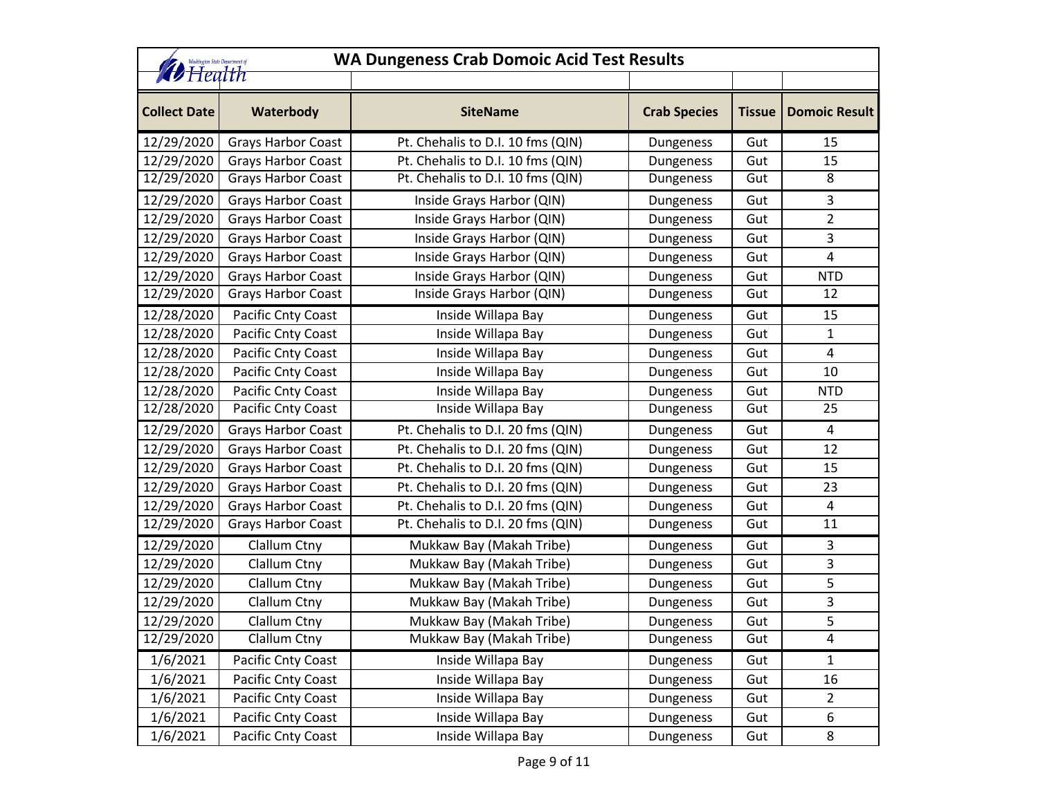# WA Dungeness Crab Domoic Acid Test Results

| Collect Date | Waterbody | SiteName | Crab Species | Tissue | Domoic Result |
|---|---|---|---|---|---|
| 12/29/2020 | Grays Harbor Coast | Pt. Chehalis to D.I. 10 fms (QIN) | Dungeness | Gut | 15 |
| 12/29/2020 | Grays Harbor Coast | Pt. Chehalis to D.I. 10 fms (QIN) | Dungeness | Gut | 15 |
| 12/29/2020 | Grays Harbor Coast | Pt. Chehalis to D.I. 10 fms (QIN) | Dungeness | Gut | 8 |
| 12/29/2020 | Grays Harbor Coast | Inside Grays Harbor (QIN) | Dungeness | Gut | 3 |
| 12/29/2020 | Grays Harbor Coast | Inside Grays Harbor (QIN) | Dungeness | Gut | 2 |
| 12/29/2020 | Grays Harbor Coast | Inside Grays Harbor (QIN) | Dungeness | Gut | 3 |
| 12/29/2020 | Grays Harbor Coast | Inside Grays Harbor (QIN) | Dungeness | Gut | 4 |
| 12/29/2020 | Grays Harbor Coast | Inside Grays Harbor (QIN) | Dungeness | Gut | NTD |
| 12/29/2020 | Grays Harbor Coast | Inside Grays Harbor (QIN) | Dungeness | Gut | 12 |
| 12/28/2020 | Pacific Cnty Coast | Inside Willapa Bay | Dungeness | Gut | 15 |
| 12/28/2020 | Pacific Cnty Coast | Inside Willapa Bay | Dungeness | Gut | 1 |
| 12/28/2020 | Pacific Cnty Coast | Inside Willapa Bay | Dungeness | Gut | 4 |
| 12/28/2020 | Pacific Cnty Coast | Inside Willapa Bay | Dungeness | Gut | 10 |
| 12/28/2020 | Pacific Cnty Coast | Inside Willapa Bay | Dungeness | Gut | NTD |
| 12/28/2020 | Pacific Cnty Coast | Inside Willapa Bay | Dungeness | Gut | 25 |
| 12/29/2020 | Grays Harbor Coast | Pt. Chehalis to D.I. 20 fms (QIN) | Dungeness | Gut | 4 |
| 12/29/2020 | Grays Harbor Coast | Pt. Chehalis to D.I. 20 fms (QIN) | Dungeness | Gut | 12 |
| 12/29/2020 | Grays Harbor Coast | Pt. Chehalis to D.I. 20 fms (QIN) | Dungeness | Gut | 15 |
| 12/29/2020 | Grays Harbor Coast | Pt. Chehalis to D.I. 20 fms (QIN) | Dungeness | Gut | 23 |
| 12/29/2020 | Grays Harbor Coast | Pt. Chehalis to D.I. 20 fms (QIN) | Dungeness | Gut | 4 |
| 12/29/2020 | Grays Harbor Coast | Pt. Chehalis to D.I. 20 fms (QIN) | Dungeness | Gut | 11 |
| 12/29/2020 | Clallum Ctny | Mukkaw Bay (Makah Tribe) | Dungeness | Gut | 3 |
| 12/29/2020 | Clallum Ctny | Mukkaw Bay (Makah Tribe) | Dungeness | Gut | 3 |
| 12/29/2020 | Clallum Ctny | Mukkaw Bay (Makah Tribe) | Dungeness | Gut | 5 |
| 12/29/2020 | Clallum Ctny | Mukkaw Bay (Makah Tribe) | Dungeness | Gut | 3 |
| 12/29/2020 | Clallum Ctny | Mukkaw Bay (Makah Tribe) | Dungeness | Gut | 5 |
| 12/29/2020 | Clallum Ctny | Mukkaw Bay (Makah Tribe) | Dungeness | Gut | 4 |
| 1/6/2021 | Pacific Cnty Coast | Inside Willapa Bay | Dungeness | Gut | 1 |
| 1/6/2021 | Pacific Cnty Coast | Inside Willapa Bay | Dungeness | Gut | 16 |
| 1/6/2021 | Pacific Cnty Coast | Inside Willapa Bay | Dungeness | Gut | 2 |
| 1/6/2021 | Pacific Cnty Coast | Inside Willapa Bay | Dungeness | Gut | 6 |
| 1/6/2021 | Pacific Cnty Coast | Inside Willapa Bay | Dungeness | Gut | 8 |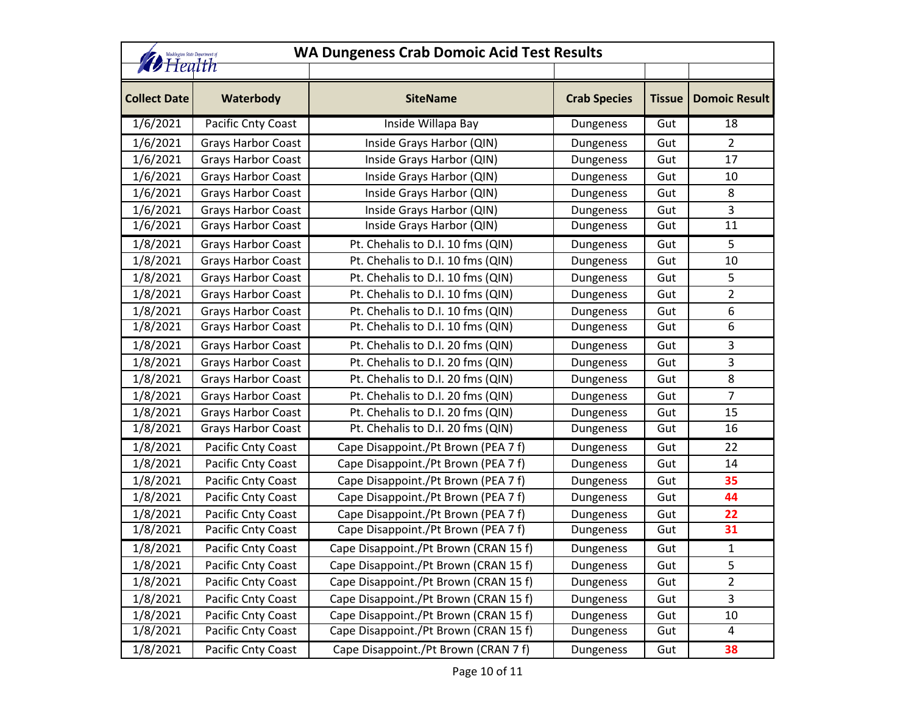# WA Dungeness Crab Domoic Acid Test Results

| Collect Date | Waterbody | SiteName | Crab Species | Tissue | Domoic Result |
|---|---|---|---|---|---|
| 1/6/2021 | Pacific Cnty Coast | Inside Willapa Bay | Dungeness | Gut | 18 |
| 1/6/2021 | Grays Harbor Coast | Inside Grays Harbor (QIN) | Dungeness | Gut | 2 |
| 1/6/2021 | Grays Harbor Coast | Inside Grays Harbor (QIN) | Dungeness | Gut | 17 |
| 1/6/2021 | Grays Harbor Coast | Inside Grays Harbor (QIN) | Dungeness | Gut | 10 |
| 1/6/2021 | Grays Harbor Coast | Inside Grays Harbor (QIN) | Dungeness | Gut | 8 |
| 1/6/2021 | Grays Harbor Coast | Inside Grays Harbor (QIN) | Dungeness | Gut | 3 |
| 1/6/2021 | Grays Harbor Coast | Inside Grays Harbor (QIN) | Dungeness | Gut | 11 |
| 1/8/2021 | Grays Harbor Coast | Pt. Chehalis to D.I. 10 fms (QIN) | Dungeness | Gut | 5 |
| 1/8/2021 | Grays Harbor Coast | Pt. Chehalis to D.I. 10 fms (QIN) | Dungeness | Gut | 10 |
| 1/8/2021 | Grays Harbor Coast | Pt. Chehalis to D.I. 10 fms (QIN) | Dungeness | Gut | 5 |
| 1/8/2021 | Grays Harbor Coast | Pt. Chehalis to D.I. 10 fms (QIN) | Dungeness | Gut | 2 |
| 1/8/2021 | Grays Harbor Coast | Pt. Chehalis to D.I. 10 fms (QIN) | Dungeness | Gut | 6 |
| 1/8/2021 | Grays Harbor Coast | Pt. Chehalis to D.I. 10 fms (QIN) | Dungeness | Gut | 6 |
| 1/8/2021 | Grays Harbor Coast | Pt. Chehalis to D.I. 20 fms (QIN) | Dungeness | Gut | 3 |
| 1/8/2021 | Grays Harbor Coast | Pt. Chehalis to D.I. 20 fms (QIN) | Dungeness | Gut | 3 |
| 1/8/2021 | Grays Harbor Coast | Pt. Chehalis to D.I. 20 fms (QIN) | Dungeness | Gut | 8 |
| 1/8/2021 | Grays Harbor Coast | Pt. Chehalis to D.I. 20 fms (QIN) | Dungeness | Gut | 7 |
| 1/8/2021 | Grays Harbor Coast | Pt. Chehalis to D.I. 20 fms (QIN) | Dungeness | Gut | 15 |
| 1/8/2021 | Grays Harbor Coast | Pt. Chehalis to D.I. 20 fms (QIN) | Dungeness | Gut | 16 |
| 1/8/2021 | Pacific Cnty Coast | Cape Disappoint./Pt Brown (PEA 7 f) | Dungeness | Gut | 22 |
| 1/8/2021 | Pacific Cnty Coast | Cape Disappoint./Pt Brown (PEA 7 f) | Dungeness | Gut | 14 |
| 1/8/2021 | Pacific Cnty Coast | Cape Disappoint./Pt Brown (PEA 7 f) | Dungeness | Gut | **35** |
| 1/8/2021 | Pacific Cnty Coast | Cape Disappoint./Pt Brown (PEA 7 f) | Dungeness | Gut | **44** |
| 1/8/2021 | Pacific Cnty Coast | Cape Disappoint./Pt Brown (PEA 7 f) | Dungeness | Gut | **22** |
| 1/8/2021 | Pacific Cnty Coast | Cape Disappoint./Pt Brown (PEA 7 f) | Dungeness | Gut | **31** |
| 1/8/2021 | Pacific Cnty Coast | Cape Disappoint./Pt Brown (CRAN 15 f) | Dungeness | Gut | 1 |
| 1/8/2021 | Pacific Cnty Coast | Cape Disappoint./Pt Brown (CRAN 15 f) | Dungeness | Gut | 5 |
| 1/8/2021 | Pacific Cnty Coast | Cape Disappoint./Pt Brown (CRAN 15 f) | Dungeness | Gut | 2 |
| 1/8/2021 | Pacific Cnty Coast | Cape Disappoint./Pt Brown (CRAN 15 f) | Dungeness | Gut | 3 |
| 1/8/2021 | Pacific Cnty Coast | Cape Disappoint./Pt Brown (CRAN 15 f) | Dungeness | Gut | 10 |
| 1/8/2021 | Pacific Cnty Coast | Cape Disappoint./Pt Brown (CRAN 15 f) | Dungeness | Gut | 4 |
| 1/8/2021 | Pacific Cnty Coast | Cape Disappoint./Pt Brown (CRAN 7 f) | Dungeness | Gut | **38** |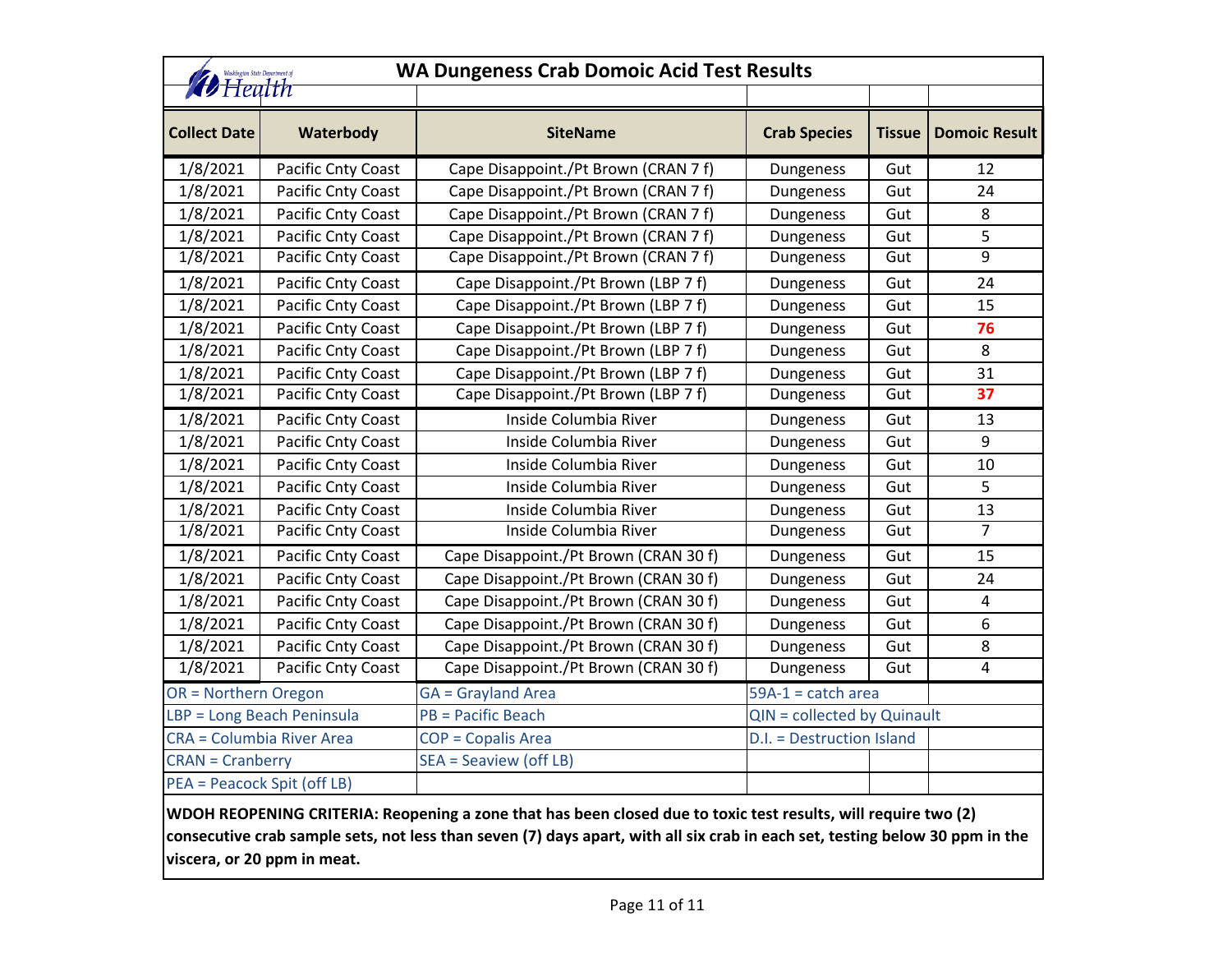# WA Dungeness Crab Domoic Acid Test Results

| Collect Date | Waterbody | SiteName | Crab Species | Tissue | Domoic Result |
|---|---|---|---|---|---|
| 1/8/2021 | Pacific Cnty Coast | Cape Disappoint./Pt Brown (CRAN 7 f) | Dungeness | Gut | 12 |
| 1/8/2021 | Pacific Cnty Coast | Cape Disappoint./Pt Brown (CRAN 7 f) | Dungeness | Gut | 24 |
| 1/8/2021 | Pacific Cnty Coast | Cape Disappoint./Pt Brown (CRAN 7 f) | Dungeness | Gut | 8 |
| 1/8/2021 | Pacific Cnty Coast | Cape Disappoint./Pt Brown (CRAN 7 f) | Dungeness | Gut | 5 |
| 1/8/2021 | Pacific Cnty Coast | Cape Disappoint./Pt Brown (CRAN 7 f) | Dungeness | Gut | 9 |
| 1/8/2021 | Pacific Cnty Coast | Cape Disappoint./Pt Brown (LBP 7 f) | Dungeness | Gut | 24 |
| 1/8/2021 | Pacific Cnty Coast | Cape Disappoint./Pt Brown (LBP 7 f) | Dungeness | Gut | 15 |
| 1/8/2021 | Pacific Cnty Coast | Cape Disappoint./Pt Brown (LBP 7 f) | Dungeness | Gut | **76** |
| 1/8/2021 | Pacific Cnty Coast | Cape Disappoint./Pt Brown (LBP 7 f) | Dungeness | Gut | 8 |
| 1/8/2021 | Pacific Cnty Coast | Cape Disappoint./Pt Brown (LBP 7 f) | Dungeness | Gut | 31 |
| 1/8/2021 | Pacific Cnty Coast | Cape Disappoint./Pt Brown (LBP 7 f) | Dungeness | Gut | **37** |
| 1/8/2021 | Pacific Cnty Coast | Inside Columbia River | Dungeness | Gut | 13 |
| 1/8/2021 | Pacific Cnty Coast | Inside Columbia River | Dungeness | Gut | 9 |
| 1/8/2021 | Pacific Cnty Coast | Inside Columbia River | Dungeness | Gut | 10 |
| 1/8/2021 | Pacific Cnty Coast | Inside Columbia River | Dungeness | Gut | 5 |
| 1/8/2021 | Pacific Cnty Coast | Inside Columbia River | Dungeness | Gut | 13 |
| 1/8/2021 | Pacific Cnty Coast | Inside Columbia River | Dungeness | Gut | 7 |
| 1/8/2021 | Pacific Cnty Coast | Cape Disappoint./Pt Brown (CRAN 30 f) | Dungeness | Gut | 15 |
| 1/8/2021 | Pacific Cnty Coast | Cape Disappoint./Pt Brown (CRAN 30 f) | Dungeness | Gut | 24 |
| 1/8/2021 | Pacific Cnty Coast | Cape Disappoint./Pt Brown (CRAN 30 f) | Dungeness | Gut | 4 |
| 1/8/2021 | Pacific Cnty Coast | Cape Disappoint./Pt Brown (CRAN 30 f) | Dungeness | Gut | 6 |
| 1/8/2021 | Pacific Cnty Coast | Cape Disappoint./Pt Brown (CRAN 30 f) | Dungeness | Gut | 8 |
| 1/8/2021 | Pacific Cnty Coast | Cape Disappoint./Pt Brown (CRAN 30 f) | Dungeness | Gut | 4 |

| | | |
|---|---|---|
| OR = Northern Oregon | GA = Grayland Area | 59A-1 = catch area |
| LBP = Long Beach Peninsula | PB = Pacific Beach | QIN = collected by Quinault |
| CRA = Columbia River Area | COP = Copalis Area | D.I. = Destruction Island |
| CRAN = Cranberry | SEA = Seaview (off LB) | |
| PEA = Peacock Spit (off LB) | | |

**WDOH REOPENING CRITERIA: Reopening a zone that has been closed due to toxic test results, will require two (2) consecutive crab sample sets, not less than seven (7) days apart, with all six crab in each set, testing below 30 ppm in the viscera, or 20 ppm in meat.**